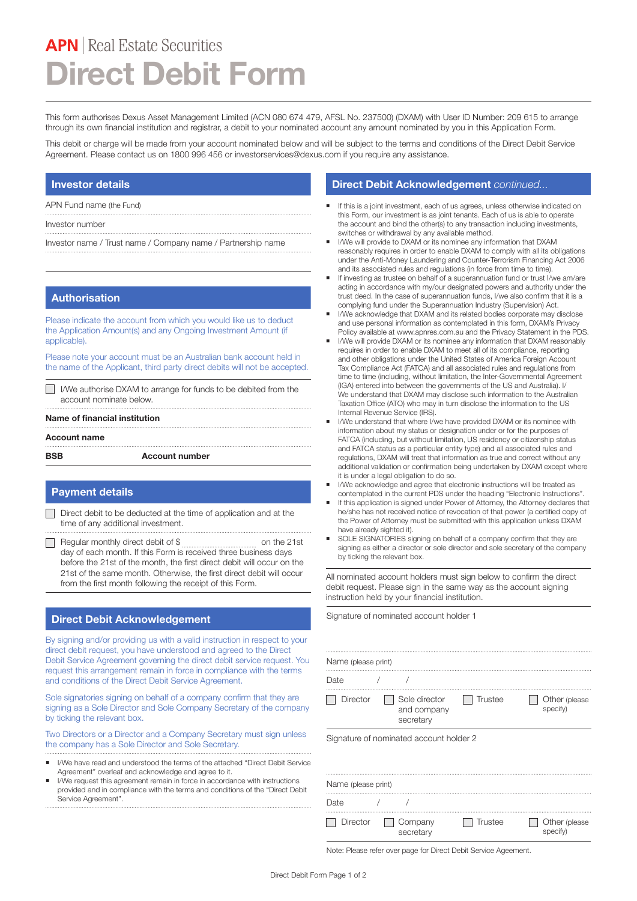**APN** | Real Estate Securities

# Direct Debit Form

This form authorises Dexus Asset Management Limited (ACN 080 674 479, AFSL No. 237500) (DXAM) with User ID Number: 209 615 to arrange through its own financial institution and registrar, a debit to your nominated account any amount nominated by you in this Application Form.

This debit or charge will be made from your account nominated below and will be subject to the terms and conditions of the Direct Debit Service Agreement. Please contact us on 1800 996 456 or investorservices@dexus.com if you require any assistance.

## Investor details

APN Fund name (the Fund)

Investor number

Investor name / Trust name / Company name / Partnership name

## Authorisation

Please indicate the account from which you would like us to deduct the Application Amount(s) and any Ongoing Investment Amount (if applicable).

Please note your account must be an Australian bank account held in the name of the Applicant, third party direct debits will not be accepted.

☐ I/We authorise DXAM to arrange for funds to be debited from the account nominate below.

**Name of financial institution**

**Account name**

**BSB** **Account number**

## Payment details

☐ Direct debit to be deducted at the time of application and at the time of any additional investment.

☐ Regular monthly direct debit of $ ____________ on the 21st day of each month. If this Form is received three business days before the 21st of the month, the first direct debit will occur on the 21st of the same month. Otherwise, the first direct debit will occur from the first month following the receipt of this Form.

## Direct Debit Acknowledgement

By signing and/or providing us with a valid instruction in respect to your direct debit request, you have understood and agreed to the Direct Debit Service Agreement governing the direct debit service request. You request this arrangement remain in force in compliance with the terms and conditions of the Direct Debit Service Agreement.

Sole signatories signing on behalf of a company confirm that they are signing as a Sole Director and Sole Company Secretary of the company by ticking the relevant box.

Two Directors or a Director and a Company Secretary must sign unless the company has a Sole Director and Sole Secretary.

- I/We have read and understood the terms of the attached "Direct Debit Service Agreement" overleaf and acknowledge and agree to it.
- I/We request this agreement remain in force in accordance with instructions provided and in compliance with the terms and conditions of the "Direct Debit Service Agreement".

## Direct Debit Acknowledgement *continued...*

- If this is a joint investment, each of us agrees, unless otherwise indicated on this Form, our investment is as joint tenants. Each of us is able to operate the account and bind the other(s) to any transaction including investments, switches or withdrawal by any available method.
- I/We will provide to DXAM or its nominee any information that DXAM reasonably requires in order to enable DXAM to comply with all its obligations under the Anti-Money Laundering and Counter-Terrorism Financing Act 2006 and its associated rules and regulations (in force from time to time).
- If investing as trustee on behalf of a superannuation fund or trust I/we am/are acting in accordance with my/our designated powers and authority under the trust deed. In the case of superannuation funds, I/we also confirm that it is a complying fund under the Superannuation Industry (Supervision) Act.
- I/We acknowledge that DXAM and its related bodies corporate may disclose and use personal information as contemplated in this form, DXAM's Privacy Policy available at www.apnres.com.au and the Privacy Statement in the PDS.
- I/We will provide DXAM or its nominee any information that DXAM reasonably requires in order to enable DXAM to meet all of its compliance, reporting and other obligations under the United States of America Foreign Account Tax Compliance Act (FATCA) and all associated rules and regulations from time to time (including, without limitation, the Inter-Governmental Agreement (IGA) entered into between the governments of the US and Australia). I/ We understand that DXAM may disclose such information to the Australian Taxation Office (ATO) who may in turn disclose the information to the US Internal Revenue Service (IRS).
- I/We understand that where I/we have provided DXAM or its nominee with information about my status or designation under or for the purposes of FATCA (including, but without limitation, US residency or citizenship status and FATCA status as a particular entity type) and all associated rules and regulations, DXAM will treat that information as true and correct without any additional validation or confirmation being undertaken by DXAM except where it is under a legal obligation to do so.
- I/We acknowledge and agree that electronic instructions will be treated as contemplated in the current PDS under the heading "Electronic Instructions".
- If this application is signed under Power of Attorney, the Attorney declares that he/she has not received notice of revocation of that power (a certified copy of the Power of Attorney must be submitted with this application unless DXAM have already sighted it).
- SOLE SIGNATORIES signing on behalf of a company confirm that they are signing as either a director or sole director and sole secretary of the company by ticking the relevant box.

All nominated account holders must sign below to confirm the direct debit request. Please sign in the same way as the account signing instruction held by your financial institution.

Signature of nominated account holder 1

Name (please print)

Date / /

☐ Director ☐ Sole director and company secretary ☐ Trustee ☐ Other (please specify)

Signature of nominated account holder 2

Name (please print)

Date / /

☐ Director ☐ Company secretary ☐ Trustee ☐ Other (please specify)

Note: Please refer over page for Direct Debit Service Ageement.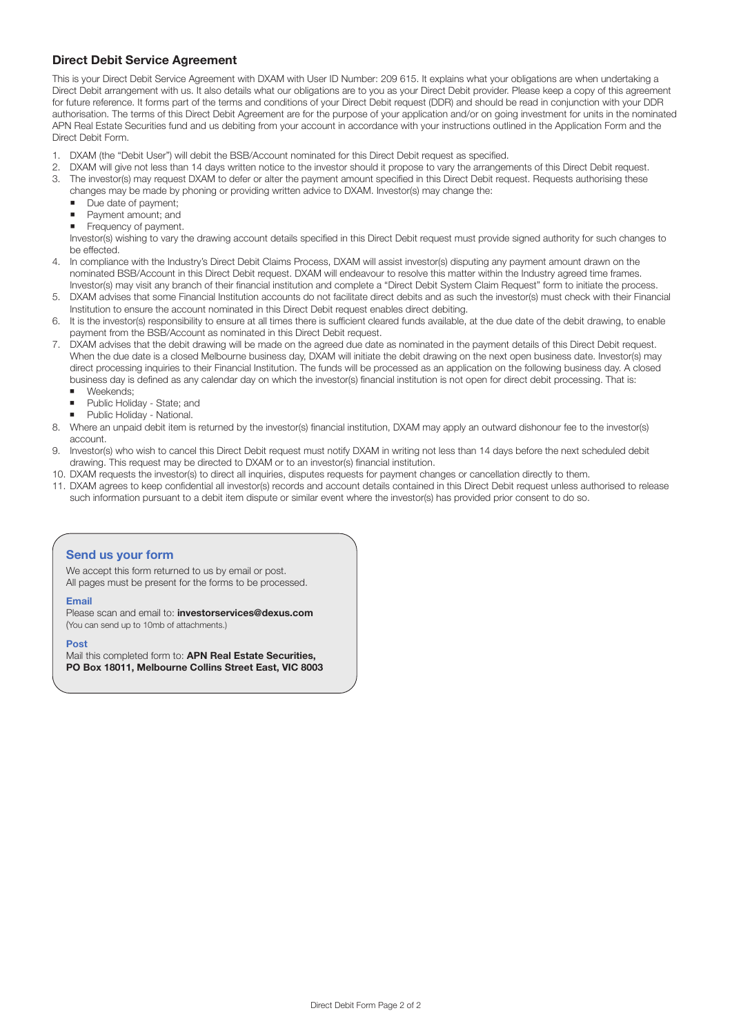## Direct Debit Service Agreement

This is your Direct Debit Service Agreement with DXAM with User ID Number: 209 615. It explains what your obligations are when undertaking a Direct Debit arrangement with us. It also details what our obligations are to you as your Direct Debit provider. Please keep a copy of this agreement for future reference. It forms part of the terms and conditions of your Direct Debit request (DDR) and should be read in conjunction with your DDR authorisation. The terms of this Direct Debit Agreement are for the purpose of your application and/or on going investment for units in the nominated APN Real Estate Securities fund and us debiting from your account in accordance with your instructions outlined in the Application Form and the Direct Debit Form.

1. DXAM (the "Debit User") will debit the BSB/Account nominated for this Direct Debit request as specified.
2. DXAM will give not less than 14 days written notice to the investor should it propose to vary the arrangements of this Direct Debit request.
3. The investor(s) may request DXAM to defer or alter the payment amount specified in this Direct Debit request. Requests authorising these changes may be made by phoning or providing written advice to DXAM. Investor(s) may change the:
   - Due date of payment;
   - Payment amount; and
   - Frequency of payment.

   Investor(s) wishing to vary the drawing account details specified in this Direct Debit request must provide signed authority for such changes to be effected.
4. In compliance with the Industry's Direct Debit Claims Process, DXAM will assist investor(s) disputing any payment amount drawn on the nominated BSB/Account in this Direct Debit request. DXAM will endeavour to resolve this matter within the Industry agreed time frames. Investor(s) may visit any branch of their financial institution and complete a "Direct Debit System Claim Request" form to initiate the process.
5. DXAM advises that some Financial Institution accounts do not facilitate direct debits and as such the investor(s) must check with their Financial Institution to ensure the account nominated in this Direct Debit request enables direct debiting.
6. It is the investor(s) responsibility to ensure at all times there is sufficient cleared funds available, at the due date of the debit drawing, to enable payment from the BSB/Account as nominated in this Direct Debit request.
7. DXAM advises that the debit drawing will be made on the agreed due date as nominated in the payment details of this Direct Debit request. When the due date is a closed Melbourne business day, DXAM will initiate the debit drawing on the next open business date. Investor(s) may direct processing inquiries to their Financial Institution. The funds will be processed as an application on the following business day. A closed business day is defined as any calendar day on which the investor(s) financial institution is not open for direct debit processing. That is:
   - Weekends;
   - Public Holiday - State; and
   - Public Holiday - National.
8. Where an unpaid debit item is returned by the investor(s) financial institution, DXAM may apply an outward dishonour fee to the investor(s) account.
9. Investor(s) who wish to cancel this Direct Debit request must notify DXAM in writing not less than 14 days before the next scheduled debit drawing. This request may be directed to DXAM or to an investor(s) financial institution.
10. DXAM requests the investor(s) to direct all inquiries, disputes requests for payment changes or cancellation directly to them.
11. DXAM agrees to keep confidential all investor(s) records and account details contained in this Direct Debit request unless authorised to release such information pursuant to a debit item dispute or similar event where the investor(s) has provided prior consent to do so.

### Send us your form

We accept this form returned to us by email or post.
All pages must be present for the forms to be processed.

**Email**

Please scan and email to: **investorservices@dexus.com**
(You can send up to 10mb of attachments.)

**Post**

Mail this completed form to: **APN Real Estate Securities, PO Box 18011, Melbourne Collins Street East, VIC 8003**